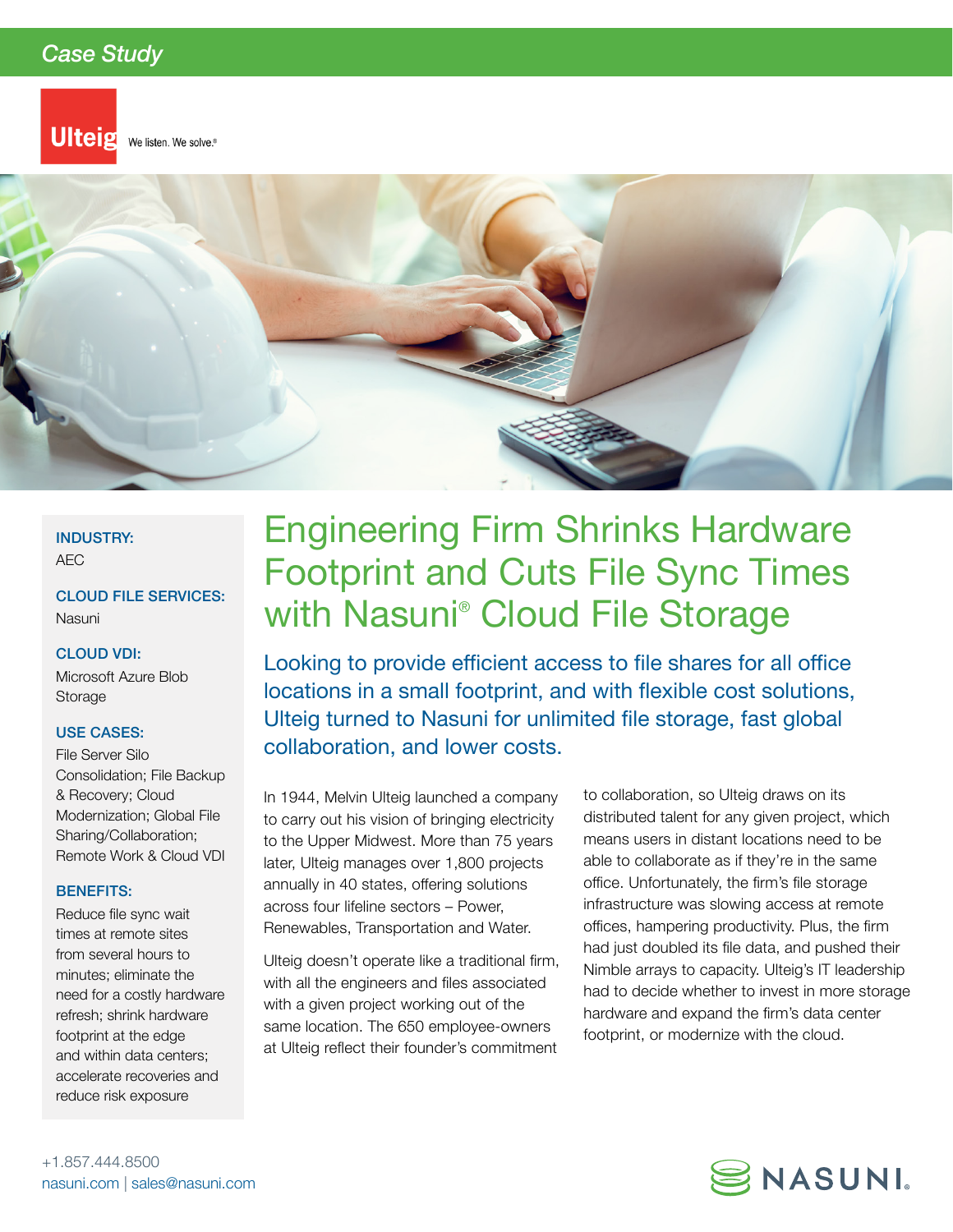*Case Study*

Ulteig We listen. We solve.®

**INDUSTRY:**
AEC

**CLOUD FILE SERVICES:**
Nasuni

**CLOUD VDI:**
Microsoft Azure Blob Storage

**USE CASES:**
File Server Silo Consolidation; File Backup & Recovery; Cloud Modernization; Global File Sharing/Collaboration; Remote Work & Cloud VDI

**BENEFITS:**
Reduce file sync wait times at remote sites from several hours to minutes; eliminate the need for a costly hardware refresh; shrink hardware footprint at the edge and within data centers; accelerate recoveries and reduce risk exposure

# Engineering Firm Shrinks Hardware Footprint and Cuts File Sync Times with Nasuni® Cloud File Storage

## Looking to provide efficient access to file shares for all office locations in a small footprint, and with flexible cost solutions, Ulteig turned to Nasuni for unlimited file storage, fast global collaboration, and lower costs.

In 1944, Melvin Ulteig launched a company to carry out his vision of bringing electricity to the Upper Midwest. More than 75 years later, Ulteig manages over 1,800 projects annually in 40 states, offering solutions across four lifeline sectors – Power, Renewables, Transportation and Water.

Ulteig doesn't operate like a traditional firm, with all the engineers and files associated with a given project working out of the same location. The 650 employee-owners at Ulteig reflect their founder's commitment to collaboration, so Ulteig draws on its distributed talent for any given project, which means users in distant locations need to be able to collaborate as if they're in the same office. Unfortunately, the firm's file storage infrastructure was slowing access at remote offices, hampering productivity. Plus, the firm had just doubled its file data, and pushed their Nimble arrays to capacity. Ulteig's IT leadership had to decide whether to invest in more storage hardware and expand the firm's data center footprint, or modernize with the cloud.

+1.857.444.8500
nasuni.com | sales@nasuni.com

NASUNI.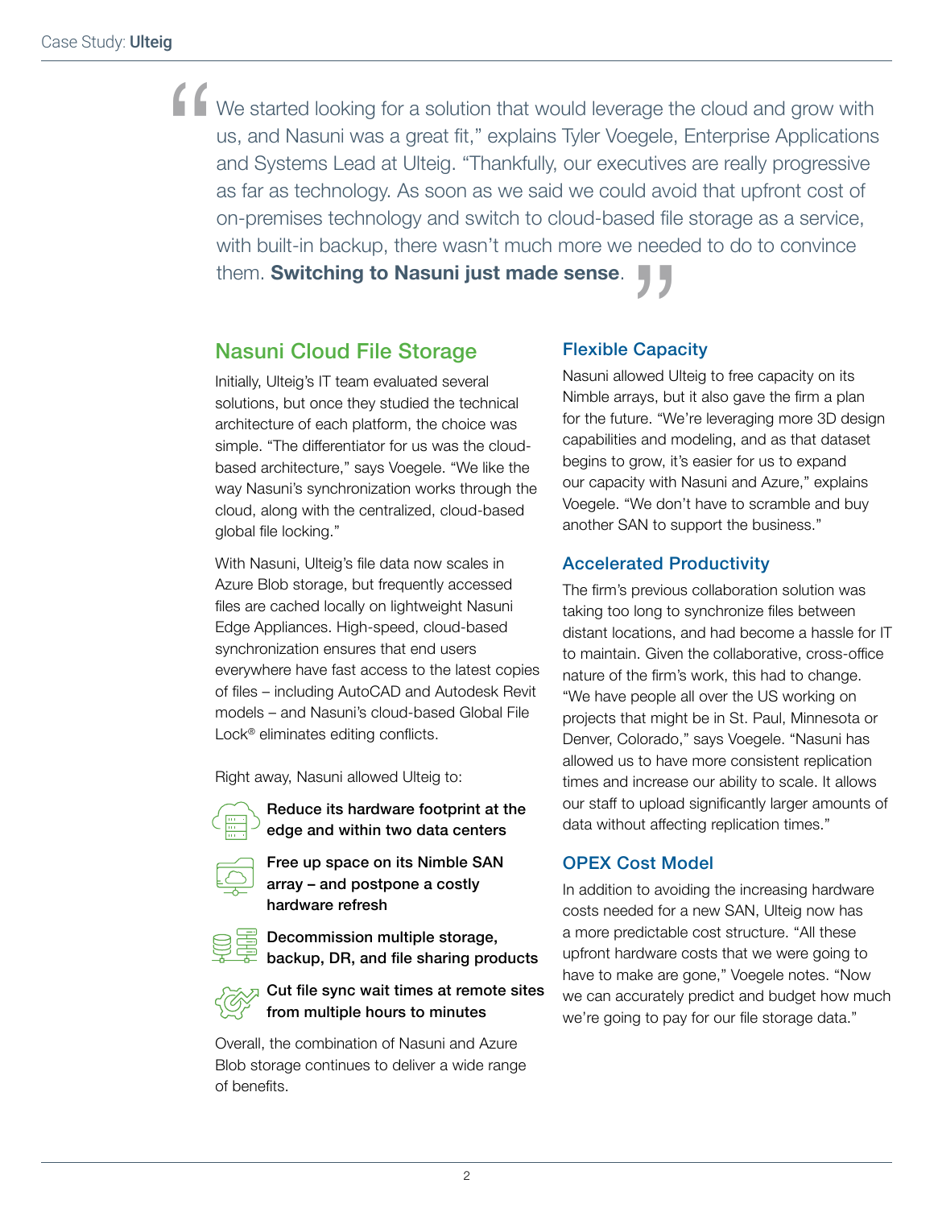> "We started looking for a solution that would leverage the cloud and grow with us, and Nasuni was a great fit," explains Tyler Voegele, Enterprise Applications and Systems Lead at Ulteig. "Thankfully, our executives are really progressive as far as technology. As soon as we said we could avoid that upfront cost of on-premises technology and switch to cloud-based file storage as a service, with built-in backup, there wasn't much more we needed to do to convince them. **Switching to Nasuni just made sense**."

## Nasuni Cloud File Storage

Initially, Ulteig's IT team evaluated several solutions, but once they studied the technical architecture of each platform, the choice was simple. "The differentiator for us was the cloud-based architecture," says Voegele. "We like the way Nasuni's synchronization works through the cloud, along with the centralized, cloud-based global file locking."

With Nasuni, Ulteig's file data now scales in Azure Blob storage, but frequently accessed files are cached locally on lightweight Nasuni Edge Appliances. High-speed, cloud-based synchronization ensures that end users everywhere have fast access to the latest copies of files – including AutoCAD and Autodesk Revit models – and Nasuni's cloud-based Global File Lock® eliminates editing conflicts.

Right away, Nasuni allowed Ulteig to:

- **Reduce its hardware footprint at the edge and within two data centers**
- **Free up space on its Nimble SAN array – and postpone a costly hardware refresh**
- **Decommission multiple storage, backup, DR, and file sharing products**
- **Cut file sync wait times at remote sites from multiple hours to minutes**

Overall, the combination of Nasuni and Azure Blob storage continues to deliver a wide range of benefits.

### Flexible Capacity

Nasuni allowed Ulteig to free capacity on its Nimble arrays, but it also gave the firm a plan for the future. "We're leveraging more 3D design capabilities and modeling, and as that dataset begins to grow, it's easier for us to expand our capacity with Nasuni and Azure," explains Voegele. "We don't have to scramble and buy another SAN to support the business."

### Accelerated Productivity

The firm's previous collaboration solution was taking too long to synchronize files between distant locations, and had become a hassle for IT to maintain. Given the collaborative, cross-office nature of the firm's work, this had to change. "We have people all over the US working on projects that might be in St. Paul, Minnesota or Denver, Colorado," says Voegele. "Nasuni has allowed us to have more consistent replication times and increase our ability to scale. It allows our staff to upload significantly larger amounts of data without affecting replication times."

### OPEX Cost Model

In addition to avoiding the increasing hardware costs needed for a new SAN, Ulteig now has a more predictable cost structure. "All these upfront hardware costs that we were going to have to make are gone," Voegele notes. "Now we can accurately predict and budget how much we're going to pay for our file storage data."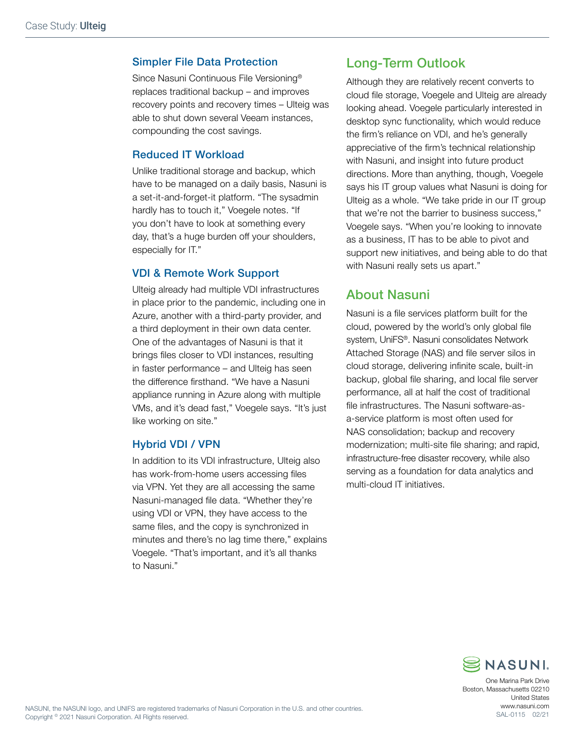### Simpler File Data Protection

Since Nasuni Continuous File Versioning® replaces traditional backup – and improves recovery points and recovery times – Ulteig was able to shut down several Veeam instances, compounding the cost savings.

### Reduced IT Workload

Unlike traditional storage and backup, which have to be managed on a daily basis, Nasuni is a set-it-and-forget-it platform. "The sysadmin hardly has to touch it," Voegele notes. "If you don't have to look at something every day, that's a huge burden off your shoulders, especially for IT."

### VDI & Remote Work Support

Ulteig already had multiple VDI infrastructures in place prior to the pandemic, including one in Azure, another with a third-party provider, and a third deployment in their own data center. One of the advantages of Nasuni is that it brings files closer to VDI instances, resulting in faster performance – and Ulteig has seen the difference firsthand. "We have a Nasuni appliance running in Azure along with multiple VMs, and it's dead fast," Voegele says. "It's just like working on site."

### Hybrid VDI / VPN

In addition to its VDI infrastructure, Ulteig also has work-from-home users accessing files via VPN. Yet they are all accessing the same Nasuni-managed file data. "Whether they're using VDI or VPN, they have access to the same files, and the copy is synchronized in minutes and there's no lag time there," explains Voegele. "That's important, and it's all thanks to Nasuni."

## Long-Term Outlook

Although they are relatively recent converts to cloud file storage, Voegele and Ulteig are already looking ahead. Voegele particularly interested in desktop sync functionality, which would reduce the firm's reliance on VDI, and he's generally appreciative of the firm's technical relationship with Nasuni, and insight into future product directions. More than anything, though, Voegele says his IT group values what Nasuni is doing for Ulteig as a whole. "We take pride in our IT group that we're not the barrier to business success," Voegele says. "When you're looking to innovate as a business, IT has to be able to pivot and support new initiatives, and being able to do that with Nasuni really sets us apart."

## About Nasuni

Nasuni is a file services platform built for the cloud, powered by the world's only global file system, UniFS®. Nasuni consolidates Network Attached Storage (NAS) and file server silos in cloud storage, delivering infinite scale, built-in backup, global file sharing, and local file server performance, all at half the cost of traditional file infrastructures. The Nasuni software-as-a-service platform is most often used for NAS consolidation; backup and recovery modernization; multi-site file sharing; and rapid, infrastructure-free disaster recovery, while also serving as a foundation for data analytics and multi-cloud IT initiatives.

NASUNI.

One Marina Park Drive
Boston, Massachusetts 02210
United States
www.nasuni.com
SAL-0115 02/21

NASUNI, the NASUNI logo, and UNIFS are registered trademarks of Nasuni Corporation in the U.S. and other countries.
Copyright © 2021 Nasuni Corporation. All Rights reserved.